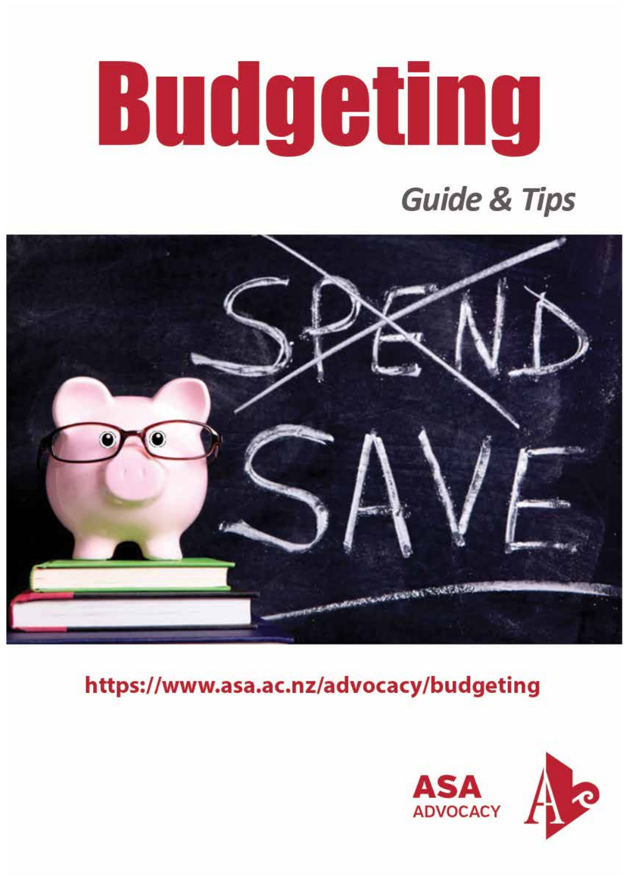# Budgeting

## *Guide & Tips*

https://www.asa.ac.nz/advocacy/budgeting

ASA ADVOCACY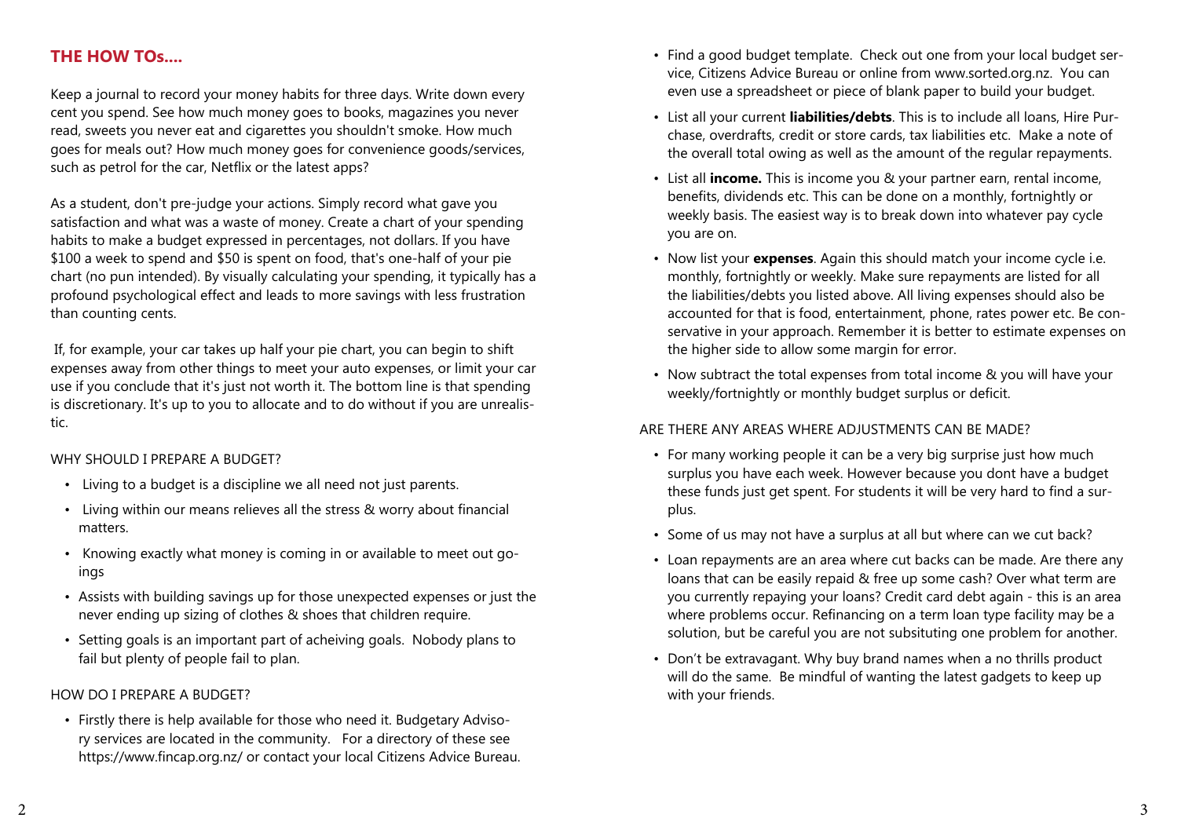## THE HOW TOs....

Keep a journal to record your money habits for three days. Write down every cent you spend. See how much money goes to books, magazines you never read, sweets you never eat and cigarettes you shouldn't smoke. How much goes for meals out? How much money goes for convenience goods/services, such as petrol for the car, Netflix or the latest apps?

As a student, don't pre-judge your actions. Simply record what gave you satisfaction and what was a waste of money. Create a chart of your spending habits to make a budget expressed in percentages, not dollars. If you have $100 a week to spend and $50 is spent on food, that's one-half of your pie chart (no pun intended). By visually calculating your spending, it typically has a profound psychological effect and leads to more savings with less frustration than counting cents.

If, for example, your car takes up half your pie chart, you can begin to shift expenses away from other things to meet your auto expenses, or limit your car use if you conclude that it's just not worth it. The bottom line is that spending is discretionary. It's up to you to allocate and to do without if you are unrealistic.

### WHY SHOULD I PREPARE A BUDGET?

- Living to a budget is a discipline we all need not just parents.
- Living within our means relieves all the stress & worry about financial matters.
- Knowing exactly what money is coming in or available to meet out goings
- Assists with building savings up for those unexpected expenses or just the never ending up sizing of clothes & shoes that children require.
- Setting goals is an important part of acheiving goals. Nobody plans to fail but plenty of people fail to plan.

### HOW DO I PREPARE A BUDGET?

- Firstly there is help available for those who need it. Budgetary Advisory services are located in the community. For a directory of these see https://www.fincap.org.nz/ or contact your local Citizens Advice Bureau.
- Find a good budget template. Check out one from your local budget service, Citizens Advice Bureau or online from www.sorted.org.nz. You can even use a spreadsheet or piece of blank paper to build your budget.
- List all your current **liabilities/debts**. This is to include all loans, Hire Purchase, overdrafts, credit or store cards, tax liabilities etc. Make a note of the overall total owing as well as the amount of the regular repayments.
- List all **income.** This is income you & your partner earn, rental income, benefits, dividends etc. This can be done on a monthly, fortnightly or weekly basis. The easiest way is to break down into whatever pay cycle you are on.
- Now list your **expenses**. Again this should match your income cycle i.e. monthly, fortnightly or weekly. Make sure repayments are listed for all the liabilities/debts you listed above. All living expenses should also be accounted for that is food, entertainment, phone, rates power etc. Be conservative in your approach. Remember it is better to estimate expenses on the higher side to allow some margin for error.
- Now subtract the total expenses from total income & you will have your weekly/fortnightly or monthly budget surplus or deficit.

### ARE THERE ANY AREAS WHERE ADJUSTMENTS CAN BE MADE?

- For many working people it can be a very big surprise just how much surplus you have each week. However because you dont have a budget these funds just get spent. For students it will be very hard to find a surplus.
- Some of us may not have a surplus at all but where can we cut back?
- Loan repayments are an area where cut backs can be made. Are there any loans that can be easily repaid & free up some cash? Over what term are you currently repaying your loans? Credit card debt again - this is an area where problems occur. Refinancing on a term loan type facility may be a solution, but be careful you are not subsituting one problem for another.
- Don't be extravagant. Why buy brand names when a no thrills product will do the same. Be mindful of wanting the latest gadgets to keep up with your friends.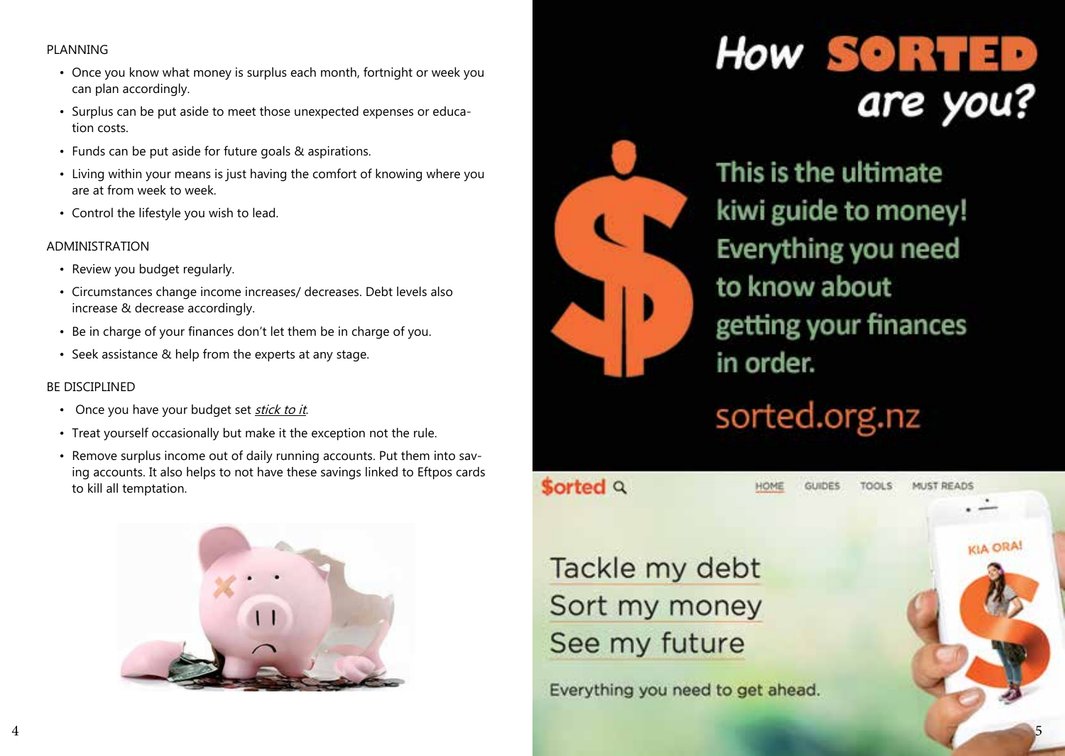PLANNING

- Once you know what money is surplus each month, fortnight or week you can plan accordingly.
- Surplus can be put aside to meet those unexpected expenses or education costs.
- Funds can be put aside for future goals & aspirations.
- Living within your means is just having the comfort of knowing where you are at from week to week.
- Control the lifestyle you wish to lead.

ADMINISTRATION

- Review you budget regularly.
- Circumstances change income increases/ decreases. Debt levels also increase & decrease accordingly.
- Be in charge of your finances don't let them be in charge of you.
- Seek assistance & help from the experts at any stage.

BE DISCIPLINED

- Once you have your budget set *stick to it*.
- Treat yourself occasionally but make it the exception not the rule.
- Remove surplus income out of daily running accounts. Put them into saving accounts. It also helps to not have these savings linked to Eftpos cards to kill all temptation.

# How SORTED are you?

This is the ultimate kiwi guide to money! Everything you need to know about getting your finances in order.

sorted.org.nz

$orted

HOME GUIDES TOOLS MUST READS

Tackle my debt
Sort my money
See my future

Everything you need to get ahead.

KIA ORA!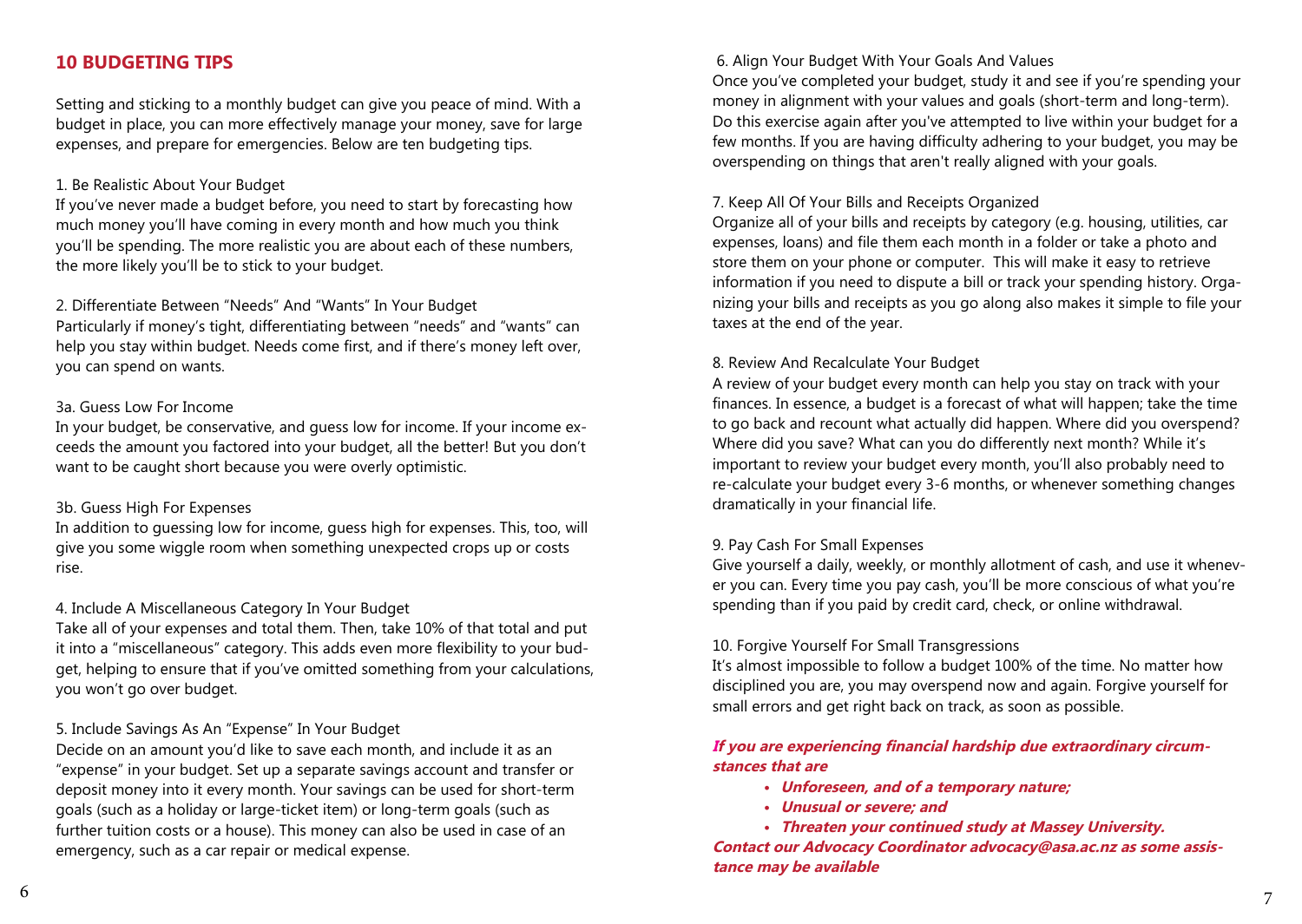## 10 BUDGETING TIPS

Setting and sticking to a monthly budget can give you peace of mind. With a budget in place, you can more effectively manage your money, save for large expenses, and prepare for emergencies. Below are ten budgeting tips.

1. Be Realistic About Your Budget

If you've never made a budget before, you need to start by forecasting how much money you'll have coming in every month and how much you think you'll be spending. The more realistic you are about each of these numbers, the more likely you'll be to stick to your budget.

2. Differentiate Between "Needs" And "Wants" In Your Budget

Particularly if money's tight, differentiating between "needs" and "wants" can help you stay within budget. Needs come first, and if there's money left over, you can spend on wants.

3a. Guess Low For Income

In your budget, be conservative, and guess low for income. If your income exceeds the amount you factored into your budget, all the better! But you don't want to be caught short because you were overly optimistic.

3b. Guess High For Expenses

In addition to guessing low for income, guess high for expenses. This, too, will give you some wiggle room when something unexpected crops up or costs rise.

4. Include A Miscellaneous Category In Your Budget

Take all of your expenses and total them. Then, take 10% of that total and put it into a "miscellaneous" category. This adds even more flexibility to your budget, helping to ensure that if you've omitted something from your calculations, you won't go over budget.

5. Include Savings As An "Expense" In Your Budget

Decide on an amount you'd like to save each month, and include it as an "expense" in your budget. Set up a separate savings account and transfer or deposit money into it every month. Your savings can be used for short-term goals (such as a holiday or large-ticket item) or long-term goals (such as further tuition costs or a house). This money can also be used in case of an emergency, such as a car repair or medical expense.

6. Align Your Budget With Your Goals And Values

Once you've completed your budget, study it and see if you're spending your money in alignment with your values and goals (short-term and long-term). Do this exercise again after you've attempted to live within your budget for a few months. If you are having difficulty adhering to your budget, you may be overspending on things that aren't really aligned with your goals.

7. Keep All Of Your Bills and Receipts Organized

Organize all of your bills and receipts by category (e.g. housing, utilities, car expenses, loans) and file them each month in a folder or take a photo and store them on your phone or computer. This will make it easy to retrieve information if you need to dispute a bill or track your spending history. Organizing your bills and receipts as you go along also makes it simple to file your taxes at the end of the year.

8. Review And Recalculate Your Budget

A review of your budget every month can help you stay on track with your finances. In essence, a budget is a forecast of what will happen; take the time to go back and recount what actually did happen. Where did you overspend? Where did you save? What can you do differently next month? While it's important to review your budget every month, you'll also probably need to re-calculate your budget every 3-6 months, or whenever something changes dramatically in your financial life.

9. Pay Cash For Small Expenses

Give yourself a daily, weekly, or monthly allotment of cash, and use it whenever you can. Every time you pay cash, you'll be more conscious of what you're spending than if you paid by credit card, check, or online withdrawal.

10. Forgive Yourself For Small Transgressions

It's almost impossible to follow a budget 100% of the time. No matter how disciplined you are, you may overspend now and again. Forgive yourself for small errors and get right back on track, as soon as possible.

***If you are experiencing financial hardship due extraordinary circumstances that are***

- ***Unforeseen, and of a temporary nature;***
- ***Unusual or severe; and***
- ***Threaten your continued study at Massey University.***

***Contact our Advocacy Coordinator advocacy@asa.ac.nz as some assistance may be available***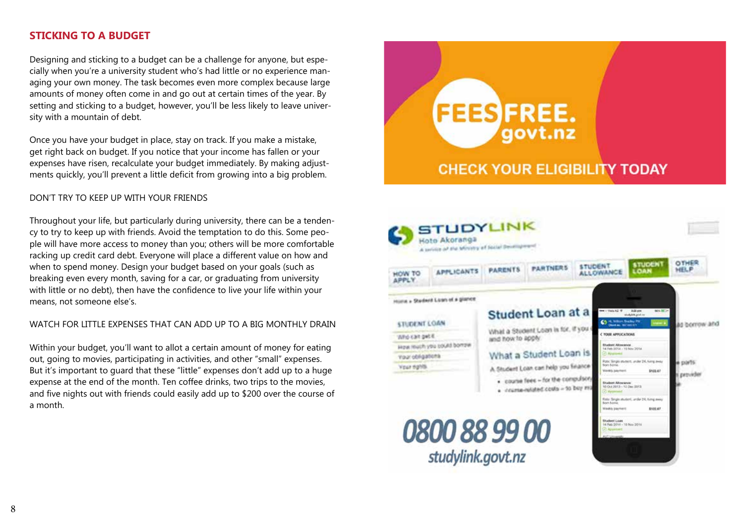## STICKING TO A BUDGET

Designing and sticking to a budget can be a challenge for anyone, but especially when you're a university student who's had little or no experience managing your own money. The task becomes even more complex because large amounts of money often come in and go out at certain times of the year. By setting and sticking to a budget, however, you'll be less likely to leave university with a mountain of debt.

Once you have your budget in place, stay on track. If you make a mistake, get right back on budget. If you notice that your income has fallen or your expenses have risen, recalculate your budget immediately. By making adjustments quickly, you'll prevent a little deficit from growing into a big problem.

### DON'T TRY TO KEEP UP WITH YOUR FRIENDS

Throughout your life, but particularly during university, there can be a tendency to try to keep up with friends. Avoid the temptation to do this. Some people will have more access to money than you; others will be more comfortable racking up credit card debt. Everyone will place a different value on how and when to spend money. Design your budget based on your goals (such as breaking even every month, saving for a car, or graduating from university with little or no debt), then have the confidence to live your life within your means, not someone else's.

### WATCH FOR LITTLE EXPENSES THAT CAN ADD UP TO A BIG MONTHLY DRAIN

Within your budget, you'll want to allot a certain amount of money for eating out, going to movies, participating in activities, and other "small" expenses. But it's important to guard that these "little" expenses don't add up to a huge expense at the end of the month. Ten coffee drinks, two trips to the movies, and five nights out with friends could easily add up to $200 over the course of a month.

FEESFREE.govt.nz

CHECK YOUR ELIGIBILITY TODAY

STUDYLINK Hoto Akoranga

0800 88 99 00

studylink.govt.nz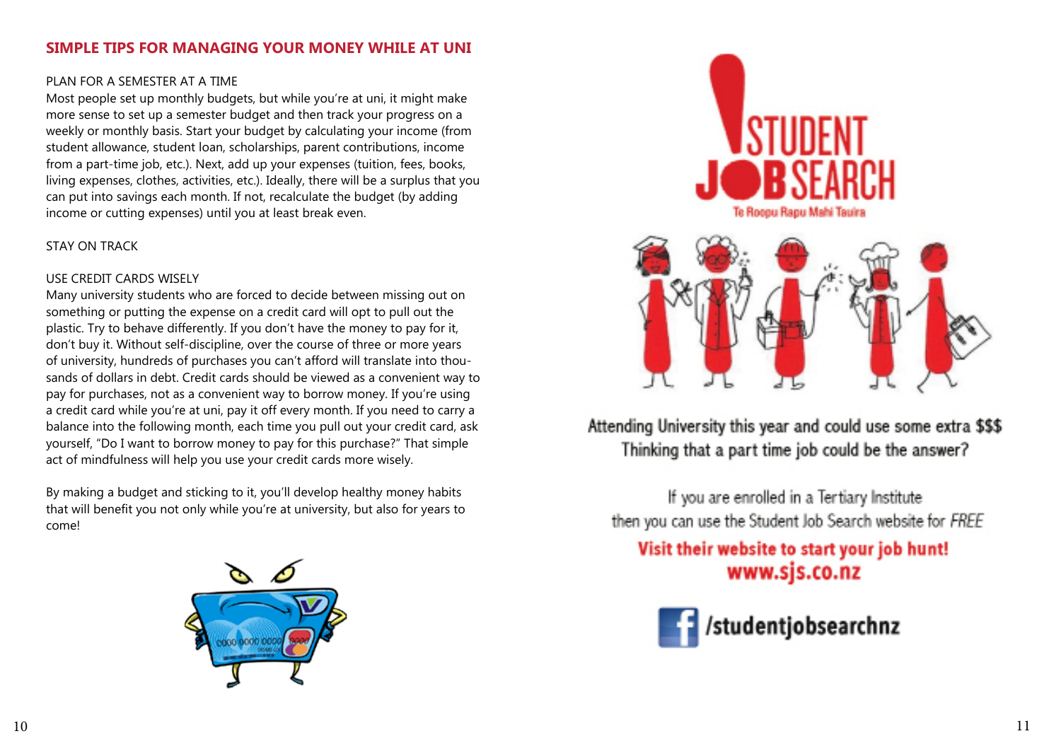## SIMPLE TIPS FOR MANAGING YOUR MONEY WHILE AT UNI

### PLAN FOR A SEMESTER AT A TIME

Most people set up monthly budgets, but while you're at uni, it might make more sense to set up a semester budget and then track your progress on a weekly or monthly basis. Start your budget by calculating your income (from student allowance, student loan, scholarships, parent contributions, income from a part-time job, etc.). Next, add up your expenses (tuition, fees, books, living expenses, clothes, activities, etc.). Ideally, there will be a surplus that you can put into savings each month. If not, recalculate the budget (by adding income or cutting expenses) until you at least break even.

### STAY ON TRACK

### USE CREDIT CARDS WISELY

Many university students who are forced to decide between missing out on something or putting the expense on a credit card will opt to pull out the plastic. Try to behave differently. If you don't have the money to pay for it, don't buy it. Without self-discipline, over the course of three or more years of university, hundreds of purchases you can't afford will translate into thousands of dollars in debt. Credit cards should be viewed as a convenient way to pay for purchases, not as a convenient way to borrow money. If you're using a credit card while you're at uni, pay it off every month. If you need to carry a balance into the following month, each time you pull out your credit card, ask yourself, "Do I want to borrow money to pay for this purchase?" That simple act of mindfulness will help you use your credit cards more wisely.

By making a budget and sticking to it, you'll develop healthy money habits that will benefit you not only while you're at university, but also for years to come!

**STUDENT JOB SEARCH**
Te Roopu Rapu Mahi Tauira

Attending University this year and could use some extra $$$
Thinking that a part time job could be the answer?

If you are enrolled in a Tertiary Institute
then you can use the Student Job Search website for *FREE*

**Visit their website to start your job hunt!**
**www.sjs.co.nz**

/studentjobsearchnz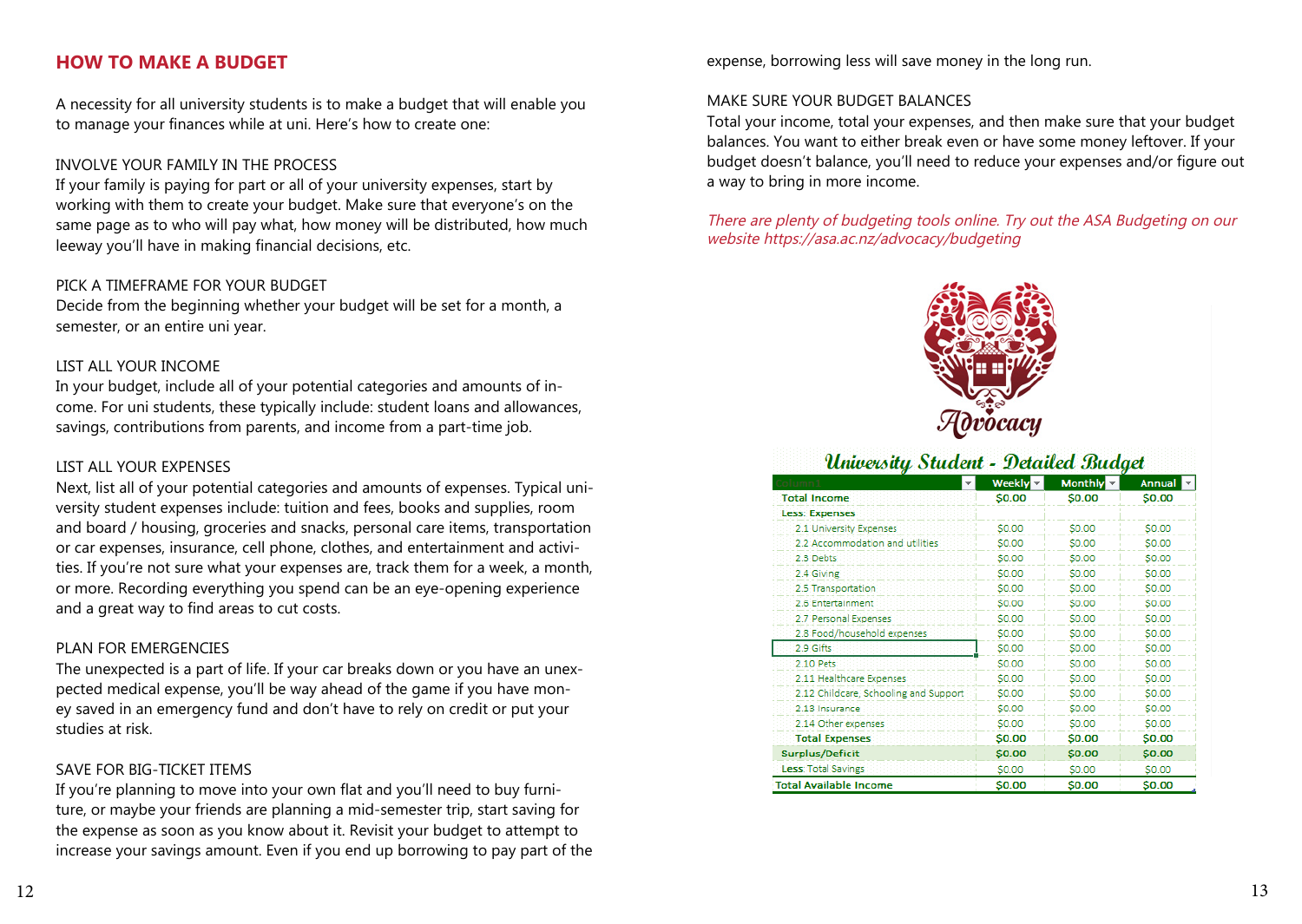## HOW TO MAKE A BUDGET

A necessity for all university students is to make a budget that will enable you to manage your finances while at uni. Here's how to create one:

### INVOLVE YOUR FAMILY IN THE PROCESS

If your family is paying for part or all of your university expenses, start by working with them to create your budget. Make sure that everyone's on the same page as to who will pay what, how money will be distributed, how much leeway you'll have in making financial decisions, etc.

### PICK A TIMEFRAME FOR YOUR BUDGET

Decide from the beginning whether your budget will be set for a month, a semester, or an entire uni year.

### LIST ALL YOUR INCOME

In your budget, include all of your potential categories and amounts of income. For uni students, these typically include: student loans and allowances, savings, contributions from parents, and income from a part-time job.

### LIST ALL YOUR EXPENSES

Next, list all of your potential categories and amounts of expenses. Typical university student expenses include: tuition and fees, books and supplies, room and board / housing, groceries and snacks, personal care items, transportation or car expenses, insurance, cell phone, clothes, and entertainment and activities. If you're not sure what your expenses are, track them for a week, a month, or more. Recording everything you spend can be an eye-opening experience and a great way to find areas to cut costs.

### PLAN FOR EMERGENCIES

The unexpected is a part of life. If your car breaks down or you have an unexpected medical expense, you'll be way ahead of the game if you have money saved in an emergency fund and don't have to rely on credit or put your studies at risk.

### SAVE FOR BIG-TICKET ITEMS

If you're planning to move into your own flat and you'll need to buy furniture, or maybe your friends are planning a mid-semester trip, start saving for the expense as soon as you know about it. Revisit your budget to attempt to increase your savings amount. Even if you end up borrowing to pay part of the expense, borrowing less will save money in the long run.

### MAKE SURE YOUR BUDGET BALANCES

Total your income, total your expenses, and then make sure that your budget balances. You want to either break even or have some money leftover. If your budget doesn't balance, you'll need to reduce your expenses and/or figure out a way to bring in more income.

*There are plenty of budgeting tools online. Try out the ASA Budgeting on our website https://asa.ac.nz/advocacy/budgeting*

Advocacy

**University Student - Detailed Budget**

| Column1 | Weekly | Monthly | Annual |
|---|---|---|---|
| **Total Income** | **$0.00** | **$0.00** | **$0.00** |
| **Less: Expenses** | | | |
| 2.1 University Expenses | $0.00 | $0.00 | $0.00 |
| 2.2 Accommodation and utilities | $0.00 | $0.00 | $0.00 |
| 2.3 Debts | $0.00 | $0.00 | $0.00 |
| 2.4 Giving | $0.00 | $0.00 | $0.00 |
| 2.5 Transportation | $0.00 | $0.00 | $0.00 |
| 2.6 Entertainment | $0.00 | $0.00 | $0.00 |
| 2.7 Personal Expenses | $0.00 | $0.00 | $0.00 |
| 2.8 Food/household expenses | $0.00 | $0.00 | $0.00 |
| 2.9 Gifts | $0.00 | $0.00 | $0.00 |
| 2.10 Pets | $0.00 | $0.00 | $0.00 |
| 2.11 Healthcare Expenses | $0.00 | $0.00 | $0.00 |
| 2.12 Childcare, Schooling and Support | $0.00 | $0.00 | $0.00 |
| 2.13 Insurance | $0.00 | $0.00 | $0.00 |
| 2.14 Other expenses | $0.00 | $0.00 | $0.00 |
| **Total Expenses** | **$0.00** | **$0.00** | **$0.00** |
| **Surplus/Deficit** | **$0.00** | **$0.00** | **$0.00** |
| Less: Total Savings | $0.00 | $0.00 | $0.00 |
| **Total Available Income** | **$0.00** | **$0.00** | **$0.00** |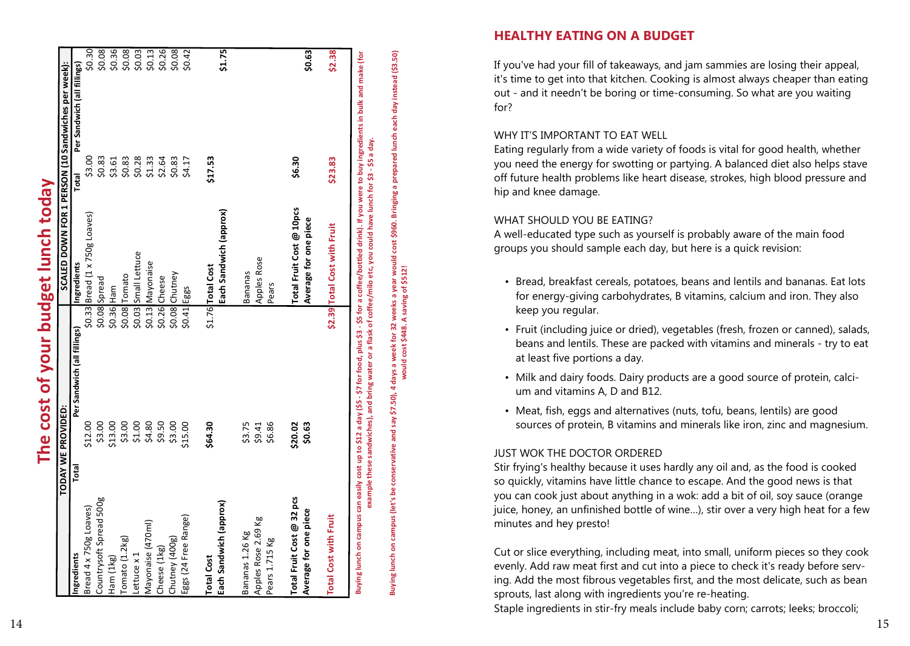# The cost of your budget lunch today

| TODAY WE PROVIDED: | | | SCALED DOWN FOR 1 PERSON (10 Sandwiches per week): | | |
|---|---|---|---|---|---|
| Ingredients | Total | Per Sandwich (all fillings) | Ingredients | Total | Per Sandwich (all fillings) |
| Bread 4 x 750g Loaves) | $12.00 | $0.33 | Bread (1 x 750g Loaves) | $3.00 | $0.30 |
| Countrysoft Spread 500g | $3.00 | $0.08 | Spread | $0.83 | $0.08 |
| Ham (1kg) | $13.00 | $0.36 | Ham | $3.61 | $0.36 |
| Tomato (1.2kg) | $3.00 | $0.08 | Tomato | $0.83 | $0.08 |
| Lettuce x 1 | $1.00 | $0.03 | Small Lettuce | $0.28 | $0.03 |
| Mayonaise (470ml) | $4.80 | $0.13 | Mayonaise | $1.33 | $0.13 |
| Cheese (1kg) | $9.50 | $0.26 | Cheese | $2.64 | $0.26 |
| Chutney (400g) | $3.00 | $0.08 | Chutney | $0.83 | $0.08 |
| Eggs (24 Free Range) | $15.00 | $0.41 | Eggs | $4.17 | $0.42 |
| **Total Cost** | **$64.30** | $1.76 | **Total Cost** | **$17.53** | |
| **Each Sandwich (approx)** | | | **Each Sandwich (approx)** | | **$1.75** |
| Bananas 1.26 Kg | $3.75 | | Bananas | | |
| Apples Rose 2.69 Kg | $9.41 | | Apples Rose | | |
| Pears 1.715 Kg | $6.86 | | Pears | | |
| **Total Fruit Cost @ 32 pcs** | **$20.02** | | **Total Fruit Cost @ 10pcs** | **$6.30** | |
| **Average for one piece** | **$0.63** | | **Average for one piece** | | **$0.63** |
| **Total Cost with Fruit** | | **$2.39** | **Total Cost with Fruit** | **$23.83** | **$2.38** |

**Buying lunch on campus can easily cost up to $12 a day ($5 - $7 for food, plus $3 - $5 for a coffee/bottled drink). If you were to buy ingredients in bulk and make (for example these sandwiches), and bring water or a flask of coffee/milo etc, you could have lunch for $3 - $5 a day.**

**Buying lunch on campus (let's be conservative and say $7.50), 4 days a week for 32 weeks a year would cost $960. Bringing a prepared lunch each day instead ($3.50) would cost $448. A saving of $512!**

## HEALTHY EATING ON A BUDGET

If you've had your fill of takeaways, and jam sammies are losing their appeal, it's time to get into that kitchen. Cooking is almost always cheaper than eating out - and it needn't be boring or time-consuming. So what are you waiting for?

### WHY IT'S IMPORTANT TO EAT WELL

Eating regularly from a wide variety of foods is vital for good health, whether you need the energy for swotting or partying. A balanced diet also helps stave off future health problems like heart disease, strokes, high blood pressure and hip and knee damage.

### WHAT SHOULD YOU BE EATING?

A well-educated type such as yourself is probably aware of the main food groups you should sample each day, but here is a quick revision:

- Bread, breakfast cereals, potatoes, beans and lentils and bananas. Eat lots for energy-giving carbohydrates, B vitamins, calcium and iron. They also keep you regular.
- Fruit (including juice or dried), vegetables (fresh, frozen or canned), salads, beans and lentils. These are packed with vitamins and minerals - try to eat at least five portions a day.
- Milk and dairy foods. Dairy products are a good source of protein, calcium and vitamins A, D and B12.
- Meat, fish, eggs and alternatives (nuts, tofu, beans, lentils) are good sources of protein, B vitamins and minerals like iron, zinc and magnesium.

### JUST WOK THE DOCTOR ORDERED

Stir frying's healthy because it uses hardly any oil and, as the food is cooked so quickly, vitamins have little chance to escape. And the good news is that you can cook just about anything in a wok: add a bit of oil, soy sauce (orange juice, honey, an unfinished bottle of wine...), stir over a very high heat for a few minutes and hey presto!

Cut or slice everything, including meat, into small, uniform pieces so they cook evenly. Add raw meat first and cut into a piece to check it's ready before serving. Add the most fibrous vegetables first, and the most delicate, such as bean sprouts, last along with ingredients you're re-heating.

Staple ingredients in stir-fry meals include baby corn; carrots; leeks; broccoli;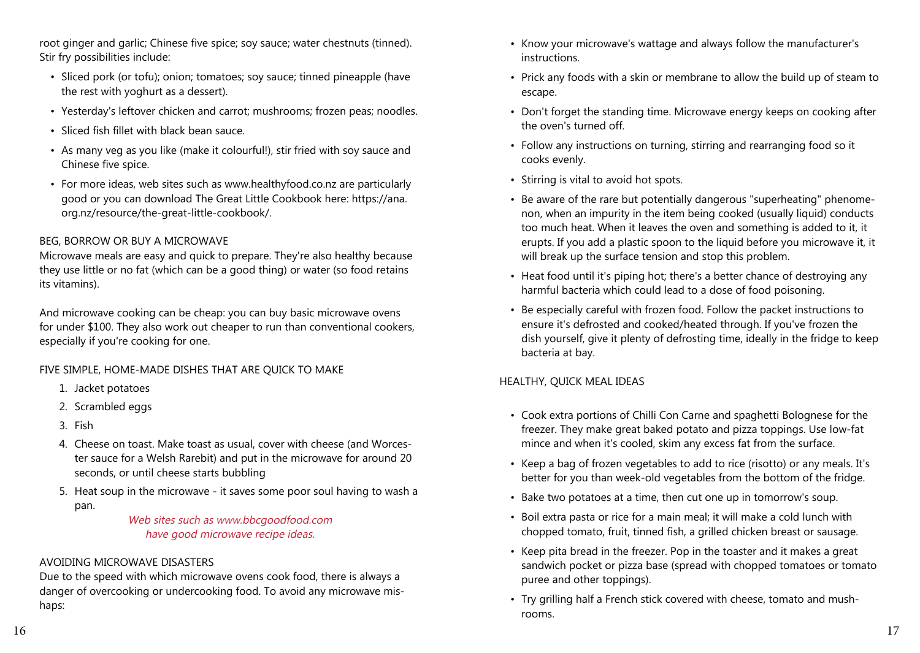root ginger and garlic; Chinese five spice; soy sauce; water chestnuts (tinned). Stir fry possibilities include:

- Sliced pork (or tofu); onion; tomatoes; soy sauce; tinned pineapple (have the rest with yoghurt as a dessert).
- Yesterday's leftover chicken and carrot; mushrooms; frozen peas; noodles.
- Sliced fish fillet with black bean sauce.
- As many veg as you like (make it colourful!), stir fried with soy sauce and Chinese five spice.
- For more ideas, web sites such as www.healthyfood.co.nz are particularly good or you can download The Great Little Cookbook here: https://ana.org.nz/resource/the-great-little-cookbook/.

## BEG, BORROW OR BUY A MICROWAVE

Microwave meals are easy and quick to prepare. They're also healthy because they use little or no fat (which can be a good thing) or water (so food retains its vitamins).

And microwave cooking can be cheap: you can buy basic microwave ovens for under $100. They also work out cheaper to run than conventional cookers, especially if you're cooking for one.

## FIVE SIMPLE, HOME-MADE DISHES THAT ARE QUICK TO MAKE

1. Jacket potatoes
2. Scrambled eggs
3. Fish
4. Cheese on toast. Make toast as usual, cover with cheese (and Worcester sauce for a Welsh Rarebit) and put in the microwave for around 20 seconds, or until cheese starts bubbling
5. Heat soup in the microwave - it saves some poor soul having to wash a pan.

*Web sites such as www.bbcgoodfood.com have good microwave recipe ideas.*

## AVOIDING MICROWAVE DISASTERS

Due to the speed with which microwave ovens cook food, there is always a danger of overcooking or undercooking food. To avoid any microwave mishaps:

- Know your microwave's wattage and always follow the manufacturer's instructions.
- Prick any foods with a skin or membrane to allow the build up of steam to escape.
- Don't forget the standing time. Microwave energy keeps on cooking after the oven's turned off.
- Follow any instructions on turning, stirring and rearranging food so it cooks evenly.
- Stirring is vital to avoid hot spots.
- Be aware of the rare but potentially dangerous "superheating" phenomenon, when an impurity in the item being cooked (usually liquid) conducts too much heat. When it leaves the oven and something is added to it, it erupts. If you add a plastic spoon to the liquid before you microwave it, it will break up the surface tension and stop this problem.
- Heat food until it's piping hot; there's a better chance of destroying any harmful bacteria which could lead to a dose of food poisoning.
- Be especially careful with frozen food. Follow the packet instructions to ensure it's defrosted and cooked/heated through. If you've frozen the dish yourself, give it plenty of defrosting time, ideally in the fridge to keep bacteria at bay.

## HEALTHY, QUICK MEAL IDEAS

- Cook extra portions of Chilli Con Carne and spaghetti Bolognese for the freezer. They make great baked potato and pizza toppings. Use low-fat mince and when it's cooled, skim any excess fat from the surface.
- Keep a bag of frozen vegetables to add to rice (risotto) or any meals. It's better for you than week-old vegetables from the bottom of the fridge.
- Bake two potatoes at a time, then cut one up in tomorrow's soup.
- Boil extra pasta or rice for a main meal; it will make a cold lunch with chopped tomato, fruit, tinned fish, a grilled chicken breast or sausage.
- Keep pita bread in the freezer. Pop in the toaster and it makes a great sandwich pocket or pizza base (spread with chopped tomatoes or tomato puree and other toppings).
- Try grilling half a French stick covered with cheese, tomato and mushrooms.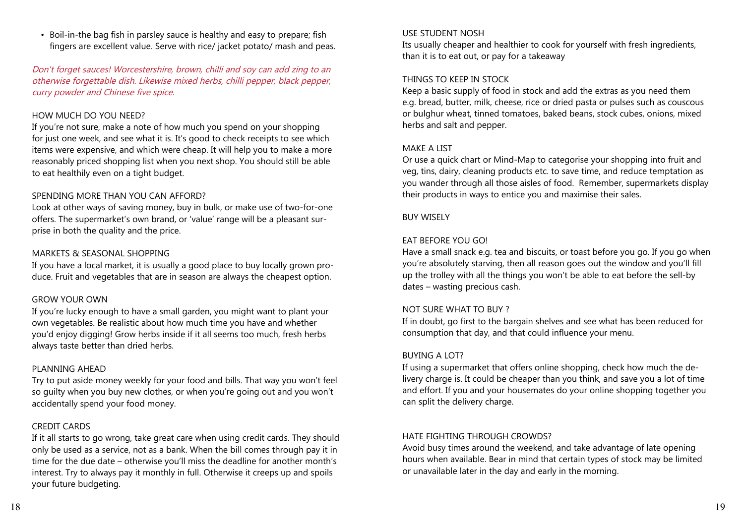- Boil-in-the bag fish in parsley sauce is healthy and easy to prepare; fish fingers are excellent value. Serve with rice/ jacket potato/ mash and peas.

*Don't forget sauces! Worcestershire, brown, chilli and soy can add zing to an otherwise forgettable dish. Likewise mixed herbs, chilli pepper, black pepper, curry powder and Chinese five spice.*

### HOW MUCH DO YOU NEED?

If you're not sure, make a note of how much you spend on your shopping for just one week, and see what it is. It's good to check receipts to see which items were expensive, and which were cheap. It will help you to make a more reasonably priced shopping list when you next shop. You should still be able to eat healthily even on a tight budget.

### SPENDING MORE THAN YOU CAN AFFORD?

Look at other ways of saving money, buy in bulk, or make use of two-for-one offers. The supermarket's own brand, or 'value' range will be a pleasant surprise in both the quality and the price.

### MARKETS & SEASONAL SHOPPING

If you have a local market, it is usually a good place to buy locally grown produce. Fruit and vegetables that are in season are always the cheapest option.

### GROW YOUR OWN

If you're lucky enough to have a small garden, you might want to plant your own vegetables. Be realistic about how much time you have and whether you'd enjoy digging! Grow herbs inside if it all seems too much, fresh herbs always taste better than dried herbs.

### PLANNING AHEAD

Try to put aside money weekly for your food and bills. That way you won't feel so guilty when you buy new clothes, or when you're going out and you won't accidentally spend your food money.

### CREDIT CARDS

If it all starts to go wrong, take great care when using credit cards. They should only be used as a service, not as a bank. When the bill comes through pay it in time for the due date – otherwise you'll miss the deadline for another month's interest. Try to always pay it monthly in full. Otherwise it creeps up and spoils your future budgeting.

### USE STUDENT NOSH

Its usually cheaper and healthier to cook for yourself with fresh ingredients, than it is to eat out, or pay for a takeaway

### THINGS TO KEEP IN STOCK

Keep a basic supply of food in stock and add the extras as you need them e.g. bread, butter, milk, cheese, rice or dried pasta or pulses such as couscous or bulghur wheat, tinned tomatoes, baked beans, stock cubes, onions, mixed herbs and salt and pepper.

### MAKE A LIST

Or use a quick chart or Mind-Map to categorise your shopping into fruit and veg, tins, dairy, cleaning products etc. to save time, and reduce temptation as you wander through all those aisles of food. Remember, supermarkets display their products in ways to entice you and maximise their sales.

### BUY WISELY

### EAT BEFORE YOU GO!

Have a small snack e.g. tea and biscuits, or toast before you go. If you go when you're absolutely starving, then all reason goes out the window and you'll fill up the trolley with all the things you won't be able to eat before the sell-by dates – wasting precious cash.

### NOT SURE WHAT TO BUY ?

If in doubt, go first to the bargain shelves and see what has been reduced for consumption that day, and that could influence your menu.

### BUYING A LOT?

If using a supermarket that offers online shopping, check how much the delivery charge is. It could be cheaper than you think, and save you a lot of time and effort. If you and your housemates do your online shopping together you can split the delivery charge.

### HATE FIGHTING THROUGH CROWDS?

Avoid busy times around the weekend, and take advantage of late opening hours when available. Bear in mind that certain types of stock may be limited or unavailable later in the day and early in the morning.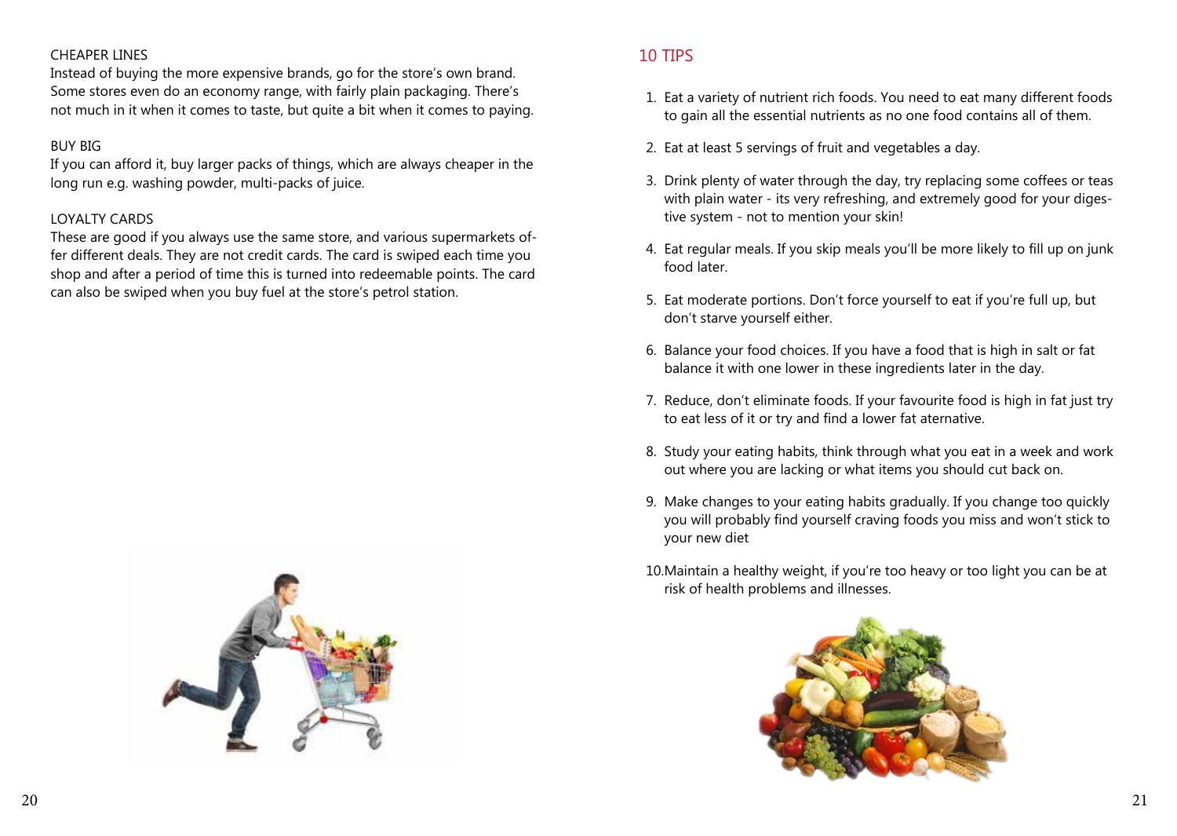### CHEAPER LINES

Instead of buying the more expensive brands, go for the store's own brand. Some stores even do an economy range, with fairly plain packaging. There's not much in it when it comes to taste, but quite a bit when it comes to paying.

### BUY BIG

If you can afford it, buy larger packs of things, which are always cheaper in the long run e.g. washing powder, multi-packs of juice.

### LOYALTY CARDS

These are good if you always use the same store, and various supermarkets offer different deals. They are not credit cards. The card is swiped each time you shop and after a period of time this is turned into redeemable points. The card can also be swiped when you buy fuel at the store's petrol station.

## 10 TIPS

1. Eat a variety of nutrient rich foods. You need to eat many different foods to gain all the essential nutrients as no one food contains all of them.
2. Eat at least 5 servings of fruit and vegetables a day.
3. Drink plenty of water through the day, try replacing some coffees or teas with plain water - its very refreshing, and extremely good for your digestive system - not to mention your skin!
4. Eat regular meals. If you skip meals you'll be more likely to fill up on junk food later.
5. Eat moderate portions. Don't force yourself to eat if you're full up, but don't starve yourself either.
6. Balance your food choices. If you have a food that is high in salt or fat balance it with one lower in these ingredients later in the day.
7. Reduce, don't eliminate foods. If your favourite food is high in fat just try to eat less of it or try and find a lower fat aternative.
8. Study your eating habits, think through what you eat in a week and work out where you are lacking or what items you should cut back on.
9. Make changes to your eating habits gradually. If you change too quickly you will probably find yourself craving foods you miss and won't stick to your new diet
10. Maintain a healthy weight, if you're too heavy or too light you can be at risk of health problems and illnesses.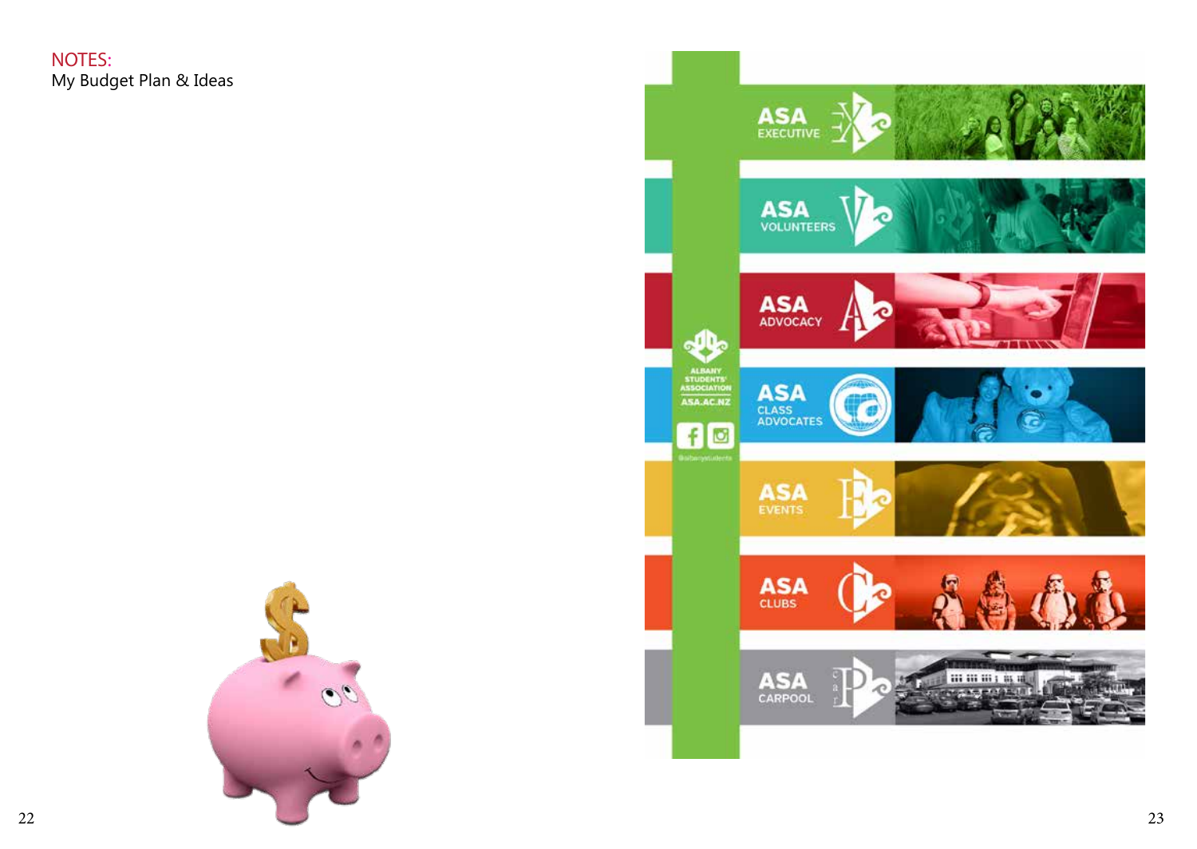NOTES:

My Budget Plan & Ideas

ASA EXECUTIVE

ASA VOLUNTEERS

ASA ADVOCACY

ASA CLASS ADVOCATES

ASA EVENTS

ASA CLUBS

ASA CARPOOL

ALBANY STUDENTS' ASSOCIATION

ASA.AC.NZ

@albanystudents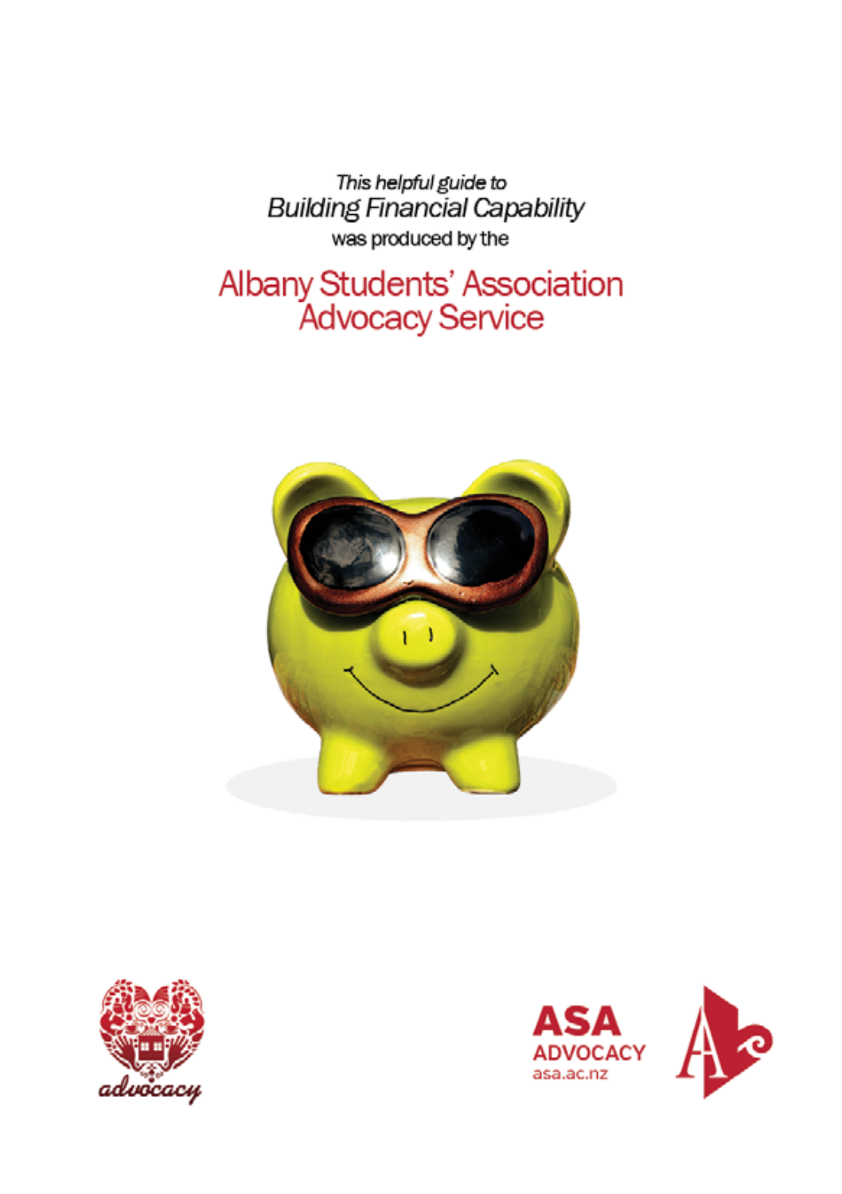*This helpful guide to*

*Building Financial Capability*

was produced by the

# Albany Students' Association Advocacy Service

advocacy

ASA ADVOCACY

asa.ac.nz